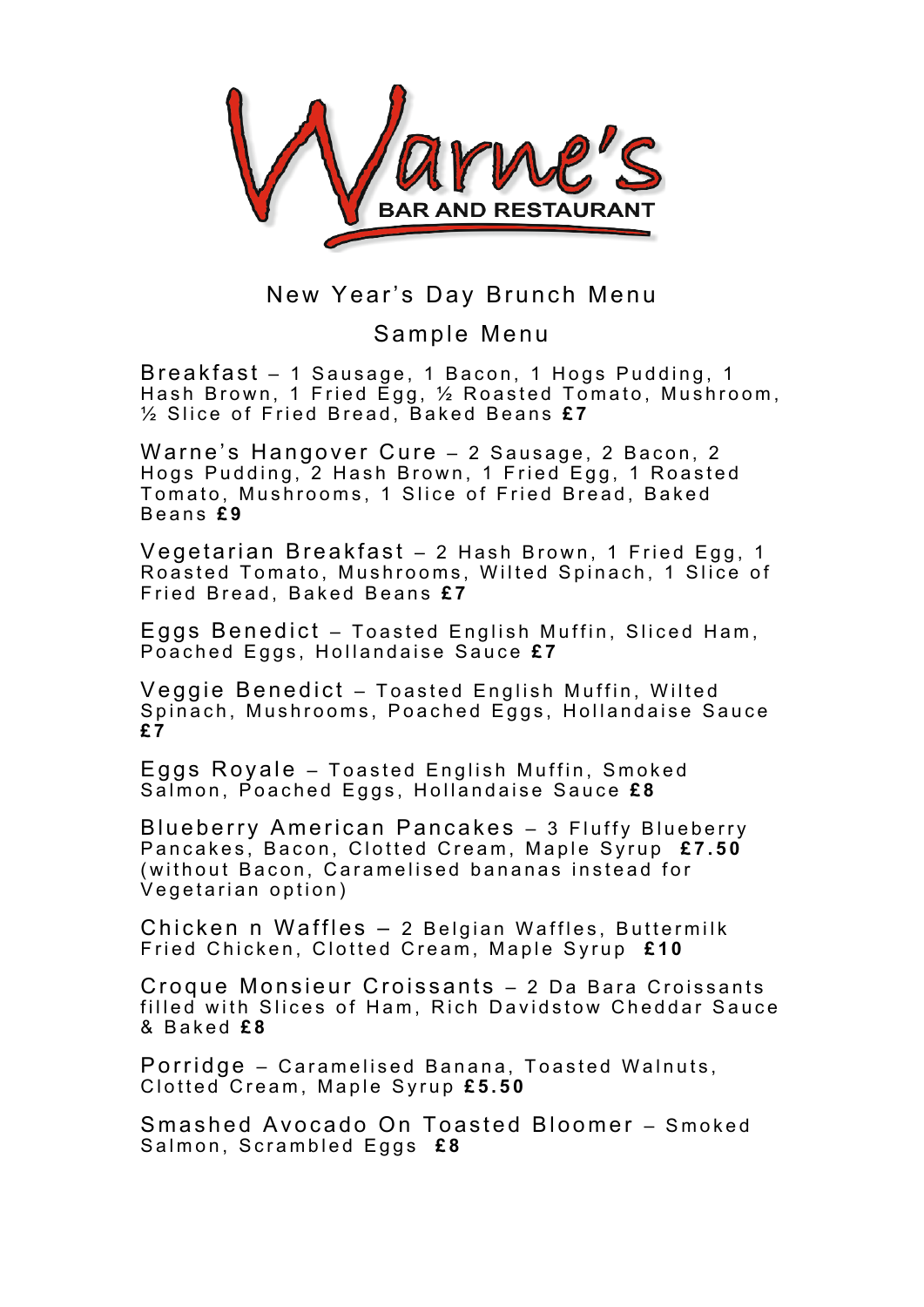# Warne's

BAR AND RESTAURANT

## New Year's Day Brunch Menu

## Sample Menu

Breakfast – 1 Sausage, 1 Bacon, 1 Hogs Pudding, 1 Hash Brown, 1 Fried Egg, ½ Roasted Tomato, Mushroom, ½ Slice of Fried Bread, Baked Beans **£7**

Warne's Hangover Cure – 2 Sausage, 2 Bacon, 2 Hogs Pudding, 2 Hash Brown, 1 Fried Egg, 1 Roasted Tomato, Mushrooms, 1 Slice of Fried Bread, Baked Beans **£9**

Vegetarian Breakfast – 2 Hash Brown, 1 Fried Egg, 1 Roasted Tomato, Mushrooms, Wilted Spinach, 1 Slice of Fried Bread, Baked Beans **£7**

Eggs Benedict – Toasted English Muffin, Sliced Ham, Poached Eggs, Hollandaise Sauce **£7**

Veggie Benedict – Toasted English Muffin, Wilted Spinach, Mushrooms, Poached Eggs, Hollandaise Sauce **£7**

Eggs Royale – Toasted English Muffin, Smoked Salmon, Poached Eggs, Hollandaise Sauce **£8**

Blueberry American Pancakes – 3 Fluffy Blueberry Pancakes, Bacon, Clotted Cream, Maple Syrup **£7.50** (without Bacon, Caramelised bananas instead for Vegetarian option)

Chicken n Waffles – 2 Belgian Waffles, Buttermilk Fried Chicken, Clotted Cream, Maple Syrup **£10**

Croque Monsieur Croissants – 2 Da Bara Croissants filled with Slices of Ham, Rich Davidstow Cheddar Sauce & Baked **£8**

Porridge – Caramelised Banana, Toasted Walnuts, Clotted Cream, Maple Syrup **£5.50**

Smashed Avocado On Toasted Bloomer – Smoked Salmon, Scrambled Eggs **£8**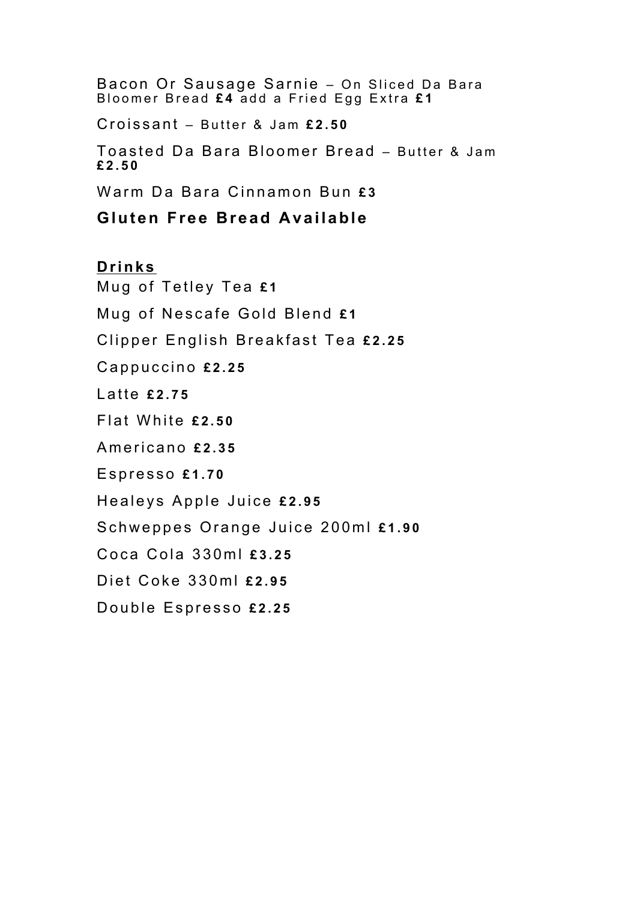Bacon Or Sausage Sarnie – On Sliced Da Bara Bloomer Bread **£4** add a Fried Egg Extra **£1**

Croissant – Butter & Jam **£2.50**

Toasted Da Bara Bloomer Bread – Butter & Jam **£2.50**

Warm Da Bara Cinnamon Bun **£3**

**Gluten Free Bread Available**

**Drinks**

Mug of Tetley Tea **£1**

Mug of Nescafe Gold Blend **£1**

Clipper English Breakfast Tea **£2.25**

Cappuccino **£2.25**

Latte **£2.75**

Flat White **£2.50**

Americano **£2.35**

Espresso **£1.70**

Healeys Apple Juice **£2.95**

Schweppes Orange Juice 200ml **£1.90**

Coca Cola 330ml **£3.25**

Diet Coke 330ml **£2.95**

Double Espresso **£2.25**